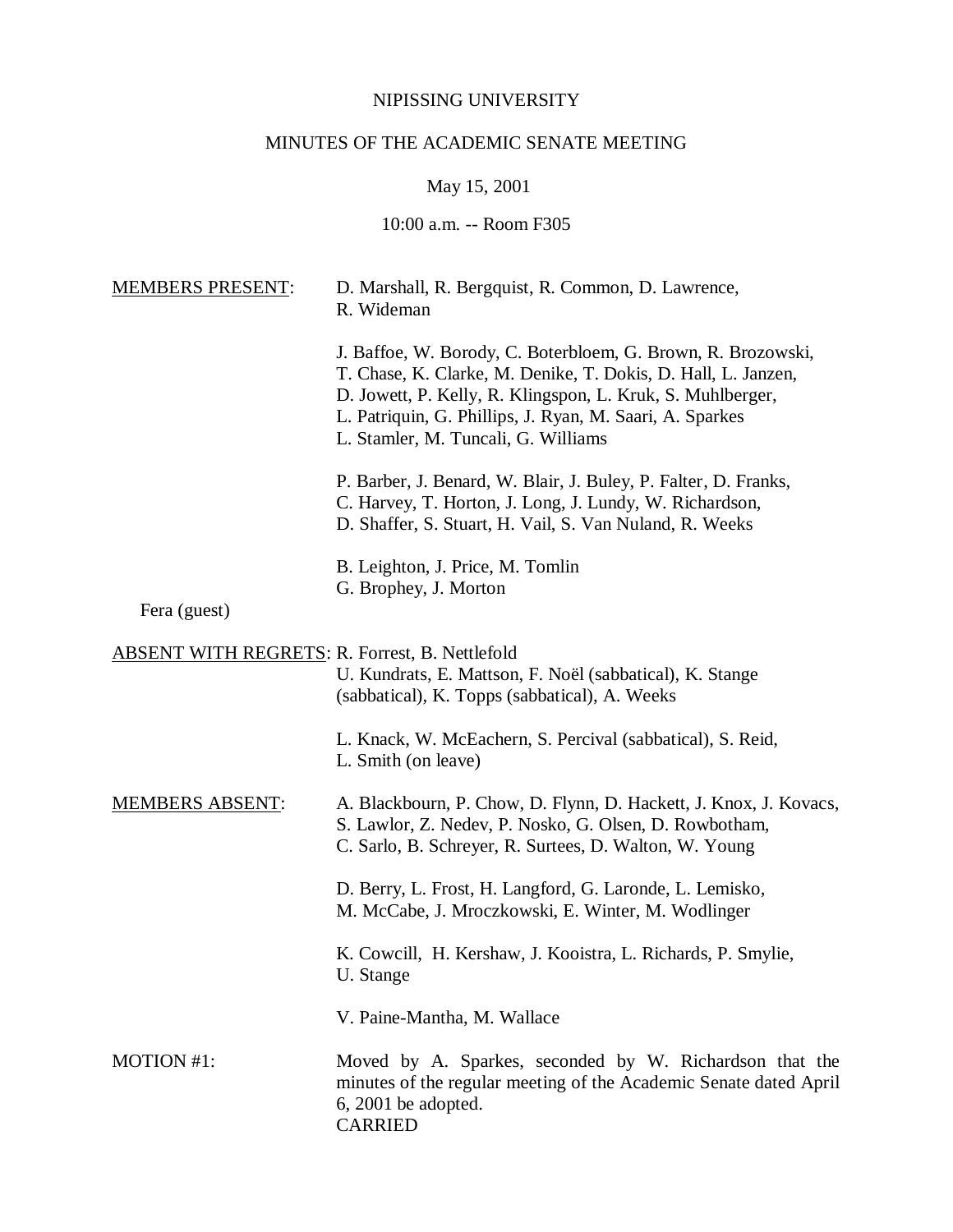NIPISSING UNIVERSITY

MINUTES OF THE ACADEMIC SENATE MEETING

May 15, 2001

10:00 a.m. -- Room F305

MEMBERS PRESENT: D. Marshall, R. Bergquist, R. Common, D. Lawrence, R. Wideman

J. Baffoe, W. Borody, C. Boterbloem, G. Brown, R. Brozowski, T. Chase, K. Clarke, M. Denike, T. Dokis, D. Hall, L. Janzen, D. Jowett, P. Kelly, R. Klingspon, L. Kruk, S. Muhlberger, L. Patriquin, G. Phillips, J. Ryan, M. Saari, A. Sparkes L. Stamler, M. Tuncali, G. Williams

P. Barber, J. Benard, W. Blair, J. Buley, P. Falter, D. Franks, C. Harvey, T. Horton, J. Long, J. Lundy, W. Richardson, D. Shaffer, S. Stuart, H. Vail, S. Van Nuland, R. Weeks

B. Leighton, J. Price, M. Tomlin
G. Brophey, J. Morton

Fera (guest)

ABSENT WITH REGRETS: R. Forrest, B. Nettlefold
U. Kundrats, E. Mattson, F. Noël (sabbatical), K. Stange (sabbatical), K. Topps (sabbatical), A. Weeks

L. Knack, W. McEachern, S. Percival (sabbatical), S. Reid, L. Smith (on leave)

MEMBERS ABSENT: A. Blackbourn, P. Chow, D. Flynn, D. Hackett, J. Knox, J. Kovacs, S. Lawlor, Z. Nedev, P. Nosko, G. Olsen, D. Rowbotham, C. Sarlo, B. Schreyer, R. Surtees, D. Walton, W. Young

D. Berry, L. Frost, H. Langford, G. Laronde, L. Lemisko, M. McCabe, J. Mroczkowski, E. Winter, M. Wodlinger

K. Cowcill, H. Kershaw, J. Kooistra, L. Richards, P. Smylie, U. Stange

V. Paine-Mantha, M. Wallace

MOTION #1: Moved by A. Sparkes, seconded by W. Richardson that the minutes of the regular meeting of the Academic Senate dated April 6, 2001 be adopted.
CARRIED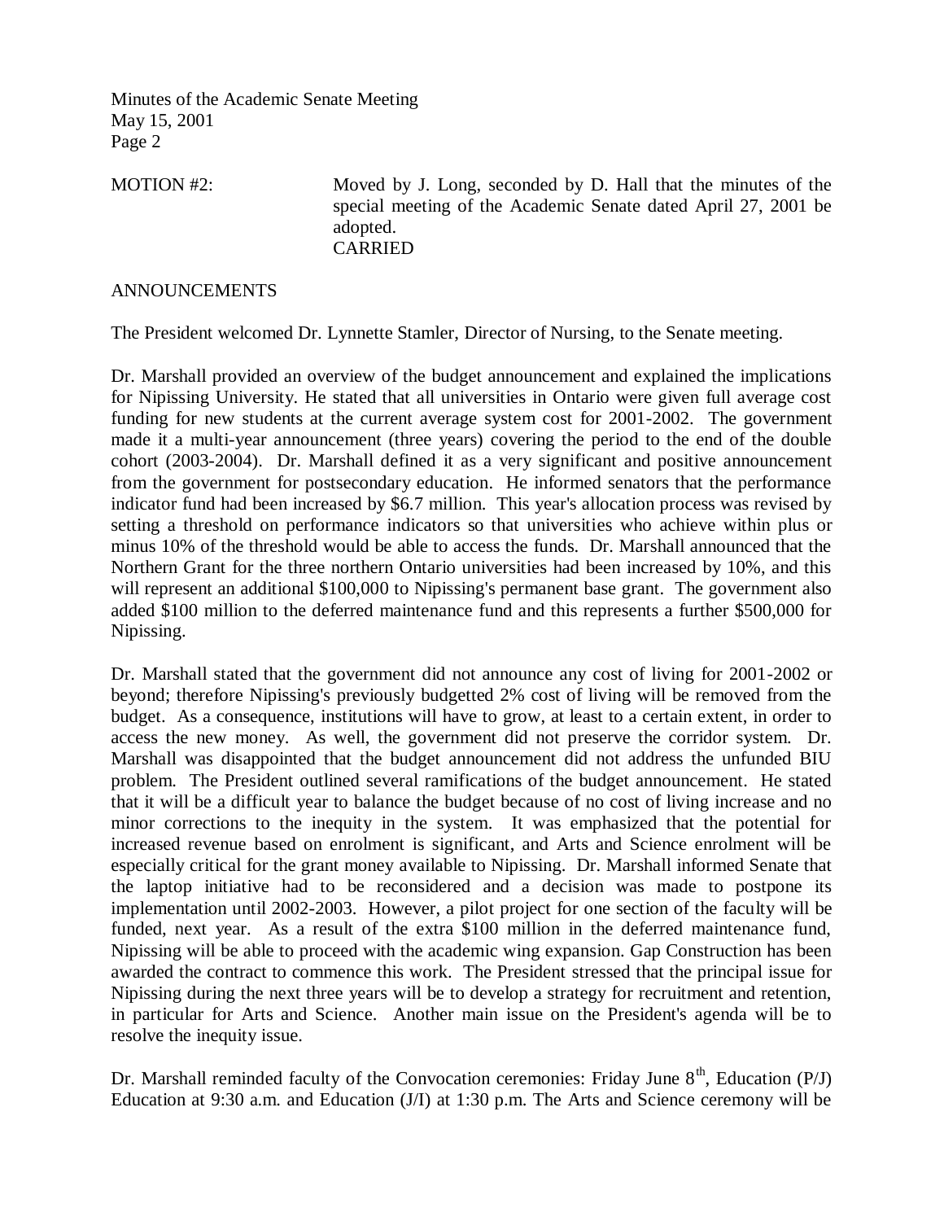MOTION #2: Moved by J. Long, seconded by D. Hall that the minutes of the special meeting of the Academic Senate dated April 27, 2001 be adopted.
CARRIED

ANNOUNCEMENTS

The President welcomed Dr. Lynnette Stamler, Director of Nursing, to the Senate meeting.

Dr. Marshall provided an overview of the budget announcement and explained the implications for Nipissing University. He stated that all universities in Ontario were given full average cost funding for new students at the current average system cost for 2001-2002. The government made it a multi-year announcement (three years) covering the period to the end of the double cohort (2003-2004). Dr. Marshall defined it as a very significant and positive announcement from the government for postsecondary education. He informed senators that the performance indicator fund had been increased by $6.7 million. This year's allocation process was revised by setting a threshold on performance indicators so that universities who achieve within plus or minus 10% of the threshold would be able to access the funds. Dr. Marshall announced that the Northern Grant for the three northern Ontario universities had been increased by 10%, and this will represent an additional $100,000 to Nipissing's permanent base grant. The government also added $100 million to the deferred maintenance fund and this represents a further $500,000 for Nipissing.

Dr. Marshall stated that the government did not announce any cost of living for 2001-2002 or beyond; therefore Nipissing's previously budgetted 2% cost of living will be removed from the budget. As a consequence, institutions will have to grow, at least to a certain extent, in order to access the new money. As well, the government did not preserve the corridor system. Dr. Marshall was disappointed that the budget announcement did not address the unfunded BIU problem. The President outlined several ramifications of the budget announcement. He stated that it will be a difficult year to balance the budget because of no cost of living increase and no minor corrections to the inequity in the system. It was emphasized that the potential for increased revenue based on enrolment is significant, and Arts and Science enrolment will be especially critical for the grant money available to Nipissing. Dr. Marshall informed Senate that the laptop initiative had to be reconsidered and a decision was made to postpone its implementation until 2002-2003. However, a pilot project for one section of the faculty will be funded, next year. As a result of the extra $100 million in the deferred maintenance fund, Nipissing will be able to proceed with the academic wing expansion. Gap Construction has been awarded the contract to commence this work. The President stressed that the principal issue for Nipissing during the next three years will be to develop a strategy for recruitment and retention, in particular for Arts and Science. Another main issue on the President's agenda will be to resolve the inequity issue.

Dr. Marshall reminded faculty of the Convocation ceremonies: Friday June 8th, Education (P/J) Education at 9:30 a.m. and Education (J/I) at 1:30 p.m. The Arts and Science ceremony will be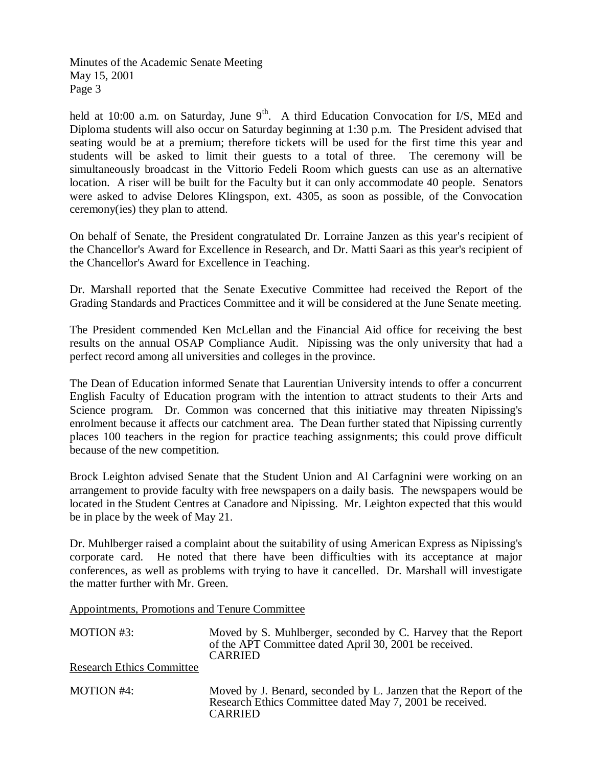held at 10:00 a.m. on Saturday, June 9th. A third Education Convocation for I/S, MEd and Diploma students will also occur on Saturday beginning at 1:30 p.m. The President advised that seating would be at a premium; therefore tickets will be used for the first time this year and students will be asked to limit their guests to a total of three. The ceremony will be simultaneously broadcast in the Vittorio Fedeli Room which guests can use as an alternative location. A riser will be built for the Faculty but it can only accommodate 40 people. Senators were asked to advise Delores Klingspon, ext. 4305, as soon as possible, of the Convocation ceremony(ies) they plan to attend.

On behalf of Senate, the President congratulated Dr. Lorraine Janzen as this year's recipient of the Chancellor's Award for Excellence in Research, and Dr. Matti Saari as this year's recipient of the Chancellor's Award for Excellence in Teaching.

Dr. Marshall reported that the Senate Executive Committee had received the Report of the Grading Standards and Practices Committee and it will be considered at the June Senate meeting.

The President commended Ken McLellan and the Financial Aid office for receiving the best results on the annual OSAP Compliance Audit. Nipissing was the only university that had a perfect record among all universities and colleges in the province.

The Dean of Education informed Senate that Laurentian University intends to offer a concurrent English Faculty of Education program with the intention to attract students to their Arts and Science program. Dr. Common was concerned that this initiative may threaten Nipissing's enrolment because it affects our catchment area. The Dean further stated that Nipissing currently places 100 teachers in the region for practice teaching assignments; this could prove difficult because of the new competition.

Brock Leighton advised Senate that the Student Union and Al Carfagnini were working on an arrangement to provide faculty with free newspapers on a daily basis. The newspapers would be located in the Student Centres at Canadore and Nipissing. Mr. Leighton expected that this would be in place by the week of May 21.

Dr. Muhlberger raised a complaint about the suitability of using American Express as Nipissing's corporate card. He noted that there have been difficulties with its acceptance at major conferences, as well as problems with trying to have it cancelled. Dr. Marshall will investigate the matter further with Mr. Green.

Appointments, Promotions and Tenure Committee

MOTION #3: Moved by S. Muhlberger, seconded by C. Harvey that the Report of the APT Committee dated April 30, 2001 be received.
CARRIED

Research Ethics Committee

MOTION #4: Moved by J. Benard, seconded by L. Janzen that the Report of the Research Ethics Committee dated May 7, 2001 be received.
CARRIED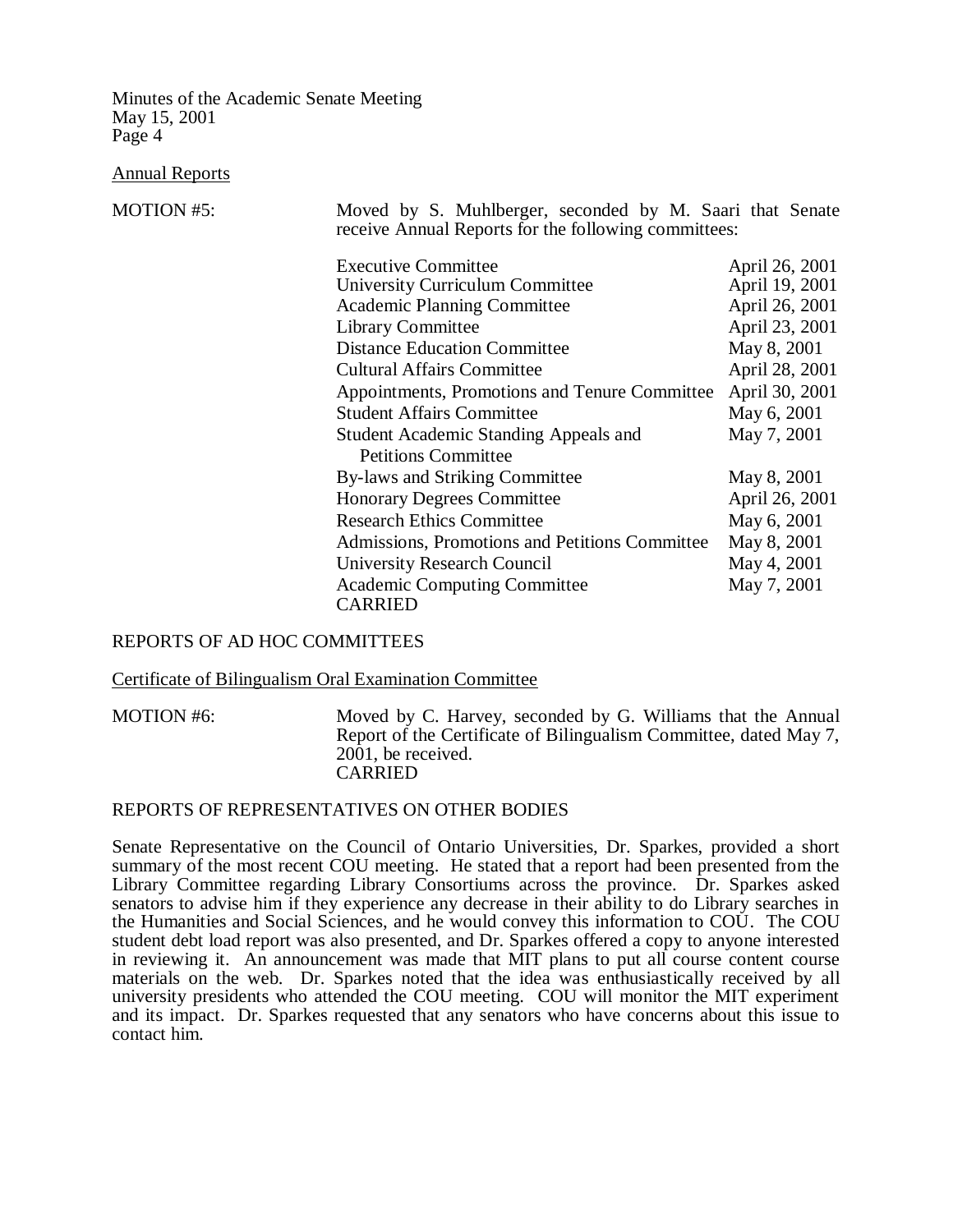Annual Reports

MOTION #5: Moved by S. Muhlberger, seconded by M. Saari that Senate receive Annual Reports for the following committees:

| Committee | Date |
|---|---|
| Executive Committee | April 26, 2001 |
| University Curriculum Committee | April 19, 2001 |
| Academic Planning Committee | April 26, 2001 |
| Library Committee | April 23, 2001 |
| Distance Education Committee | May 8, 2001 |
| Cultural Affairs Committee | April 28, 2001 |
| Appointments, Promotions and Tenure Committee | April 30, 2001 |
| Student Affairs Committee | May 6, 2001 |
| Student Academic Standing Appeals and Petitions Committee | May 7, 2001 |
| By-laws and Striking Committee | May 8, 2001 |
| Honorary Degrees Committee | April 26, 2001 |
| Research Ethics Committee | May 6, 2001 |
| Admissions, Promotions and Petitions Committee | May 8, 2001 |
| University Research Council | May 4, 2001 |
| Academic Computing Committee | May 7, 2001 |

CARRIED

## REPORTS OF AD HOC COMMITTEES

Certificate of Bilingualism Oral Examination Committee

MOTION #6: Moved by C. Harvey, seconded by G. Williams that the Annual Report of the Certificate of Bilingualism Committee, dated May 7, 2001, be received.
CARRIED

## REPORTS OF REPRESENTATIVES ON OTHER BODIES

Senate Representative on the Council of Ontario Universities, Dr. Sparkes, provided a short summary of the most recent COU meeting. He stated that a report had been presented from the Library Committee regarding Library Consortiums across the province. Dr. Sparkes asked senators to advise him if they experience any decrease in their ability to do Library searches in the Humanities and Social Sciences, and he would convey this information to COU. The COU student debt load report was also presented, and Dr. Sparkes offered a copy to anyone interested in reviewing it. An announcement was made that MIT plans to put all course content course materials on the web. Dr. Sparkes noted that the idea was enthusiastically received by all university presidents who attended the COU meeting. COU will monitor the MIT experiment and its impact. Dr. Sparkes requested that any senators who have concerns about this issue to contact him.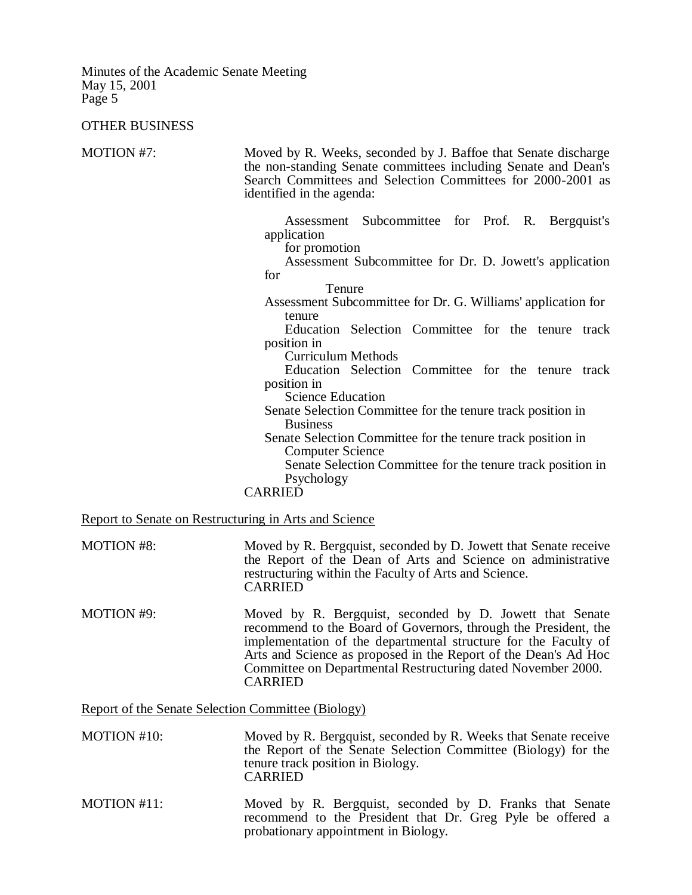OTHER BUSINESS

MOTION #7: Moved by R. Weeks, seconded by J. Baffoe that Senate discharge the non-standing Senate committees including Senate and Dean's Search Committees and Selection Committees for 2000-2001 as identified in the agenda:

- Assessment Subcommittee for Prof. R. Bergquist's application for promotion
- Assessment Subcommittee for Dr. D. Jowett's application for Tenure
- Assessment Subcommittee for Dr. G. Williams' application for tenure
- Education Selection Committee for the tenure track position in Curriculum Methods
- Education Selection Committee for the tenure track position in Science Education
- Senate Selection Committee for the tenure track position in Business
- Senate Selection Committee for the tenure track position in Computer Science
- Senate Selection Committee for the tenure track position in Psychology

CARRIED

Report to Senate on Restructuring in Arts and Science

MOTION #8: Moved by R. Bergquist, seconded by D. Jowett that Senate receive the Report of the Dean of Arts and Science on administrative restructuring within the Faculty of Arts and Science.
CARRIED

MOTION #9: Moved by R. Bergquist, seconded by D. Jowett that Senate recommend to the Board of Governors, through the President, the implementation of the departmental structure for the Faculty of Arts and Science as proposed in the Report of the Dean's Ad Hoc Committee on Departmental Restructuring dated November 2000.
CARRIED

Report of the Senate Selection Committee (Biology)

MOTION #10: Moved by R. Bergquist, seconded by R. Weeks that Senate receive the Report of the Senate Selection Committee (Biology) for the tenure track position in Biology.
CARRIED

MOTION #11: Moved by R. Bergquist, seconded by D. Franks that Senate recommend to the President that Dr. Greg Pyle be offered a probationary appointment in Biology.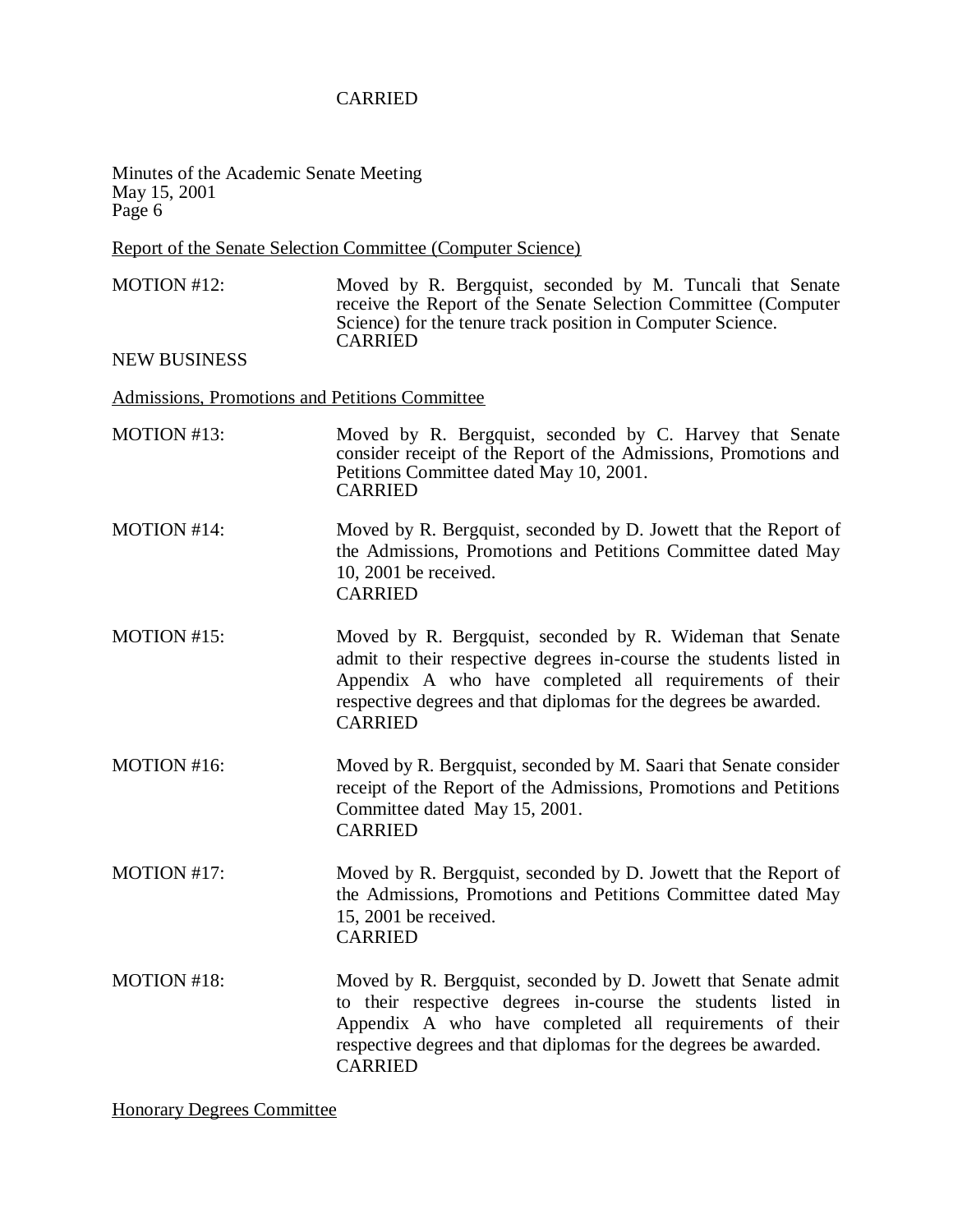CARRIED

Report of the Senate Selection Committee (Computer Science)

MOTION #12: Moved by R. Bergquist, seconded by M. Tuncali that Senate receive the Report of the Senate Selection Committee (Computer Science) for the tenure track position in Computer Science.
CARRIED

NEW BUSINESS

Admissions, Promotions and Petitions Committee

MOTION #13: Moved by R. Bergquist, seconded by C. Harvey that Senate consider receipt of the Report of the Admissions, Promotions and Petitions Committee dated May 10, 2001.
CARRIED

MOTION #14: Moved by R. Bergquist, seconded by D. Jowett that the Report of the Admissions, Promotions and Petitions Committee dated May 10, 2001 be received.
CARRIED

MOTION #15: Moved by R. Bergquist, seconded by R. Wideman that Senate admit to their respective degrees in-course the students listed in Appendix A who have completed all requirements of their respective degrees and that diplomas for the degrees be awarded.
CARRIED

MOTION #16: Moved by R. Bergquist, seconded by M. Saari that Senate consider receipt of the Report of the Admissions, Promotions and Petitions Committee dated May 15, 2001.
CARRIED

MOTION #17: Moved by R. Bergquist, seconded by D. Jowett that the Report of the Admissions, Promotions and Petitions Committee dated May 15, 2001 be received.
CARRIED

MOTION #18: Moved by R. Bergquist, seconded by D. Jowett that Senate admit to their respective degrees in-course the students listed in Appendix A who have completed all requirements of their respective degrees and that diplomas for the degrees be awarded.
CARRIED

Honorary Degrees Committee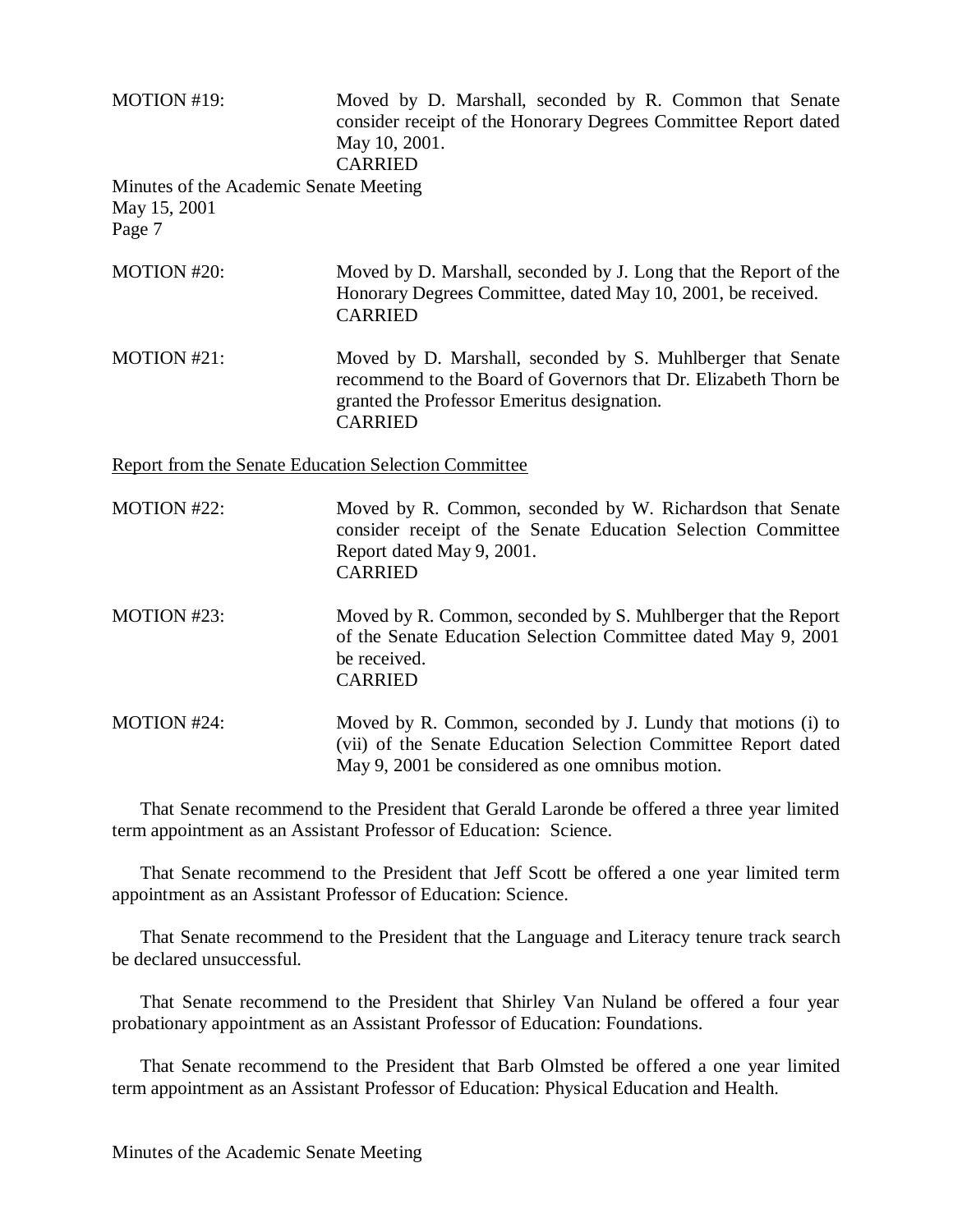MOTION #19: Moved by D. Marshall, seconded by R. Common that Senate consider receipt of the Honorary Degrees Committee Report dated May 10, 2001.
CARRIED

MOTION #20: Moved by D. Marshall, seconded by J. Long that the Report of the Honorary Degrees Committee, dated May 10, 2001, be received.
CARRIED

MOTION #21: Moved by D. Marshall, seconded by S. Muhlberger that Senate recommend to the Board of Governors that Dr. Elizabeth Thorn be granted the Professor Emeritus designation.
CARRIED

<u>Report from the Senate Education Selection Committee</u>

MOTION #22: Moved by R. Common, seconded by W. Richardson that Senate consider receipt of the Senate Education Selection Committee Report dated May 9, 2001.
CARRIED

MOTION #23: Moved by R. Common, seconded by S. Muhlberger that the Report of the Senate Education Selection Committee dated May 9, 2001 be received.
CARRIED

MOTION #24: Moved by R. Common, seconded by J. Lundy that motions (i) to (vii) of the Senate Education Selection Committee Report dated May 9, 2001 be considered as one omnibus motion.

That Senate recommend to the President that Gerald Laronde be offered a three year limited term appointment as an Assistant Professor of Education: Science.

That Senate recommend to the President that Jeff Scott be offered a one year limited term appointment as an Assistant Professor of Education: Science.

That Senate recommend to the President that the Language and Literacy tenure track search be declared unsuccessful.

That Senate recommend to the President that Shirley Van Nuland be offered a four year probationary appointment as an Assistant Professor of Education: Foundations.

That Senate recommend to the President that Barb Olmsted be offered a one year limited term appointment as an Assistant Professor of Education: Physical Education and Health.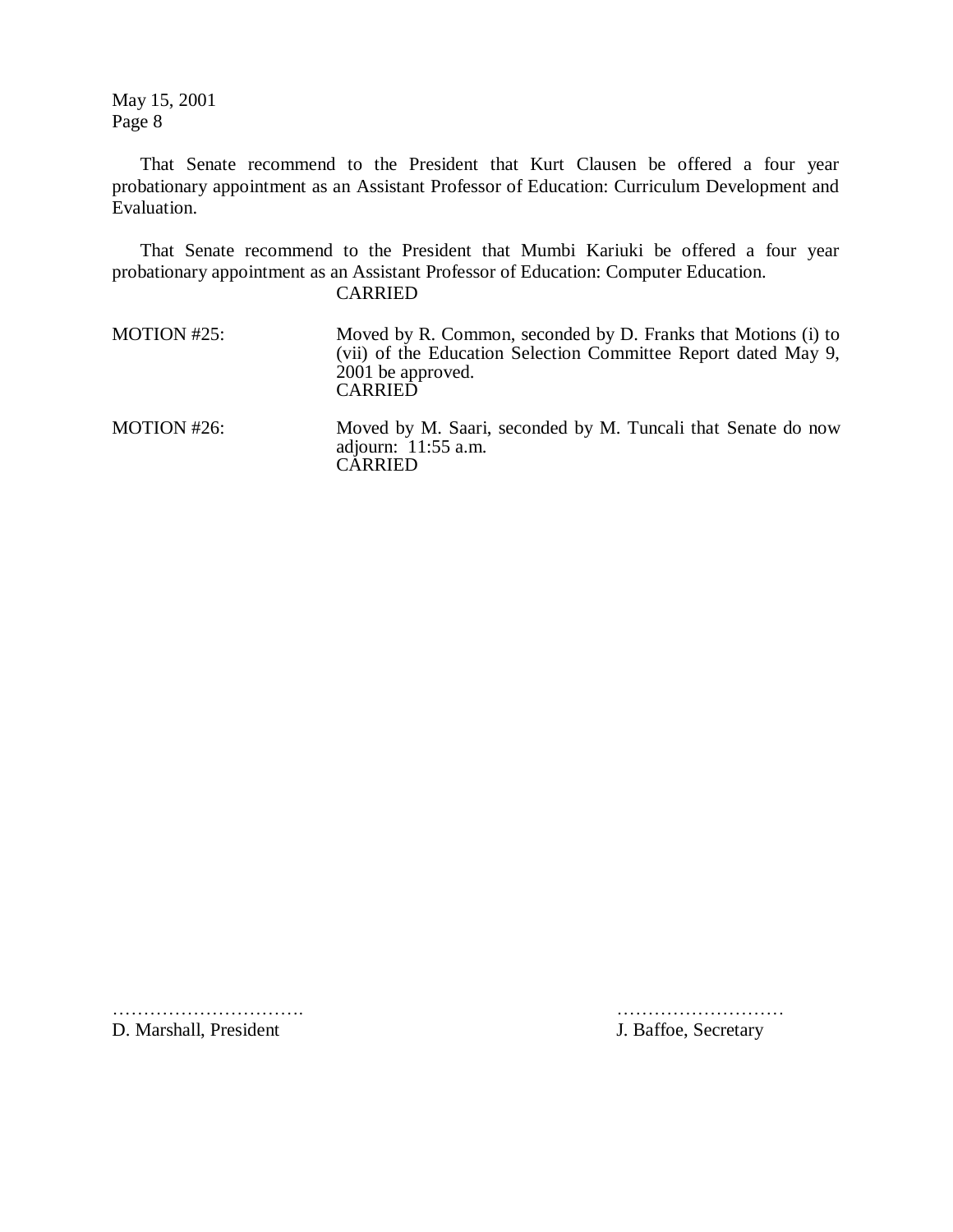That Senate recommend to the President that Kurt Clausen be offered a four year probationary appointment as an Assistant Professor of Education: Curriculum Development and Evaluation.

That Senate recommend to the President that Mumbi Kariuki be offered a four year probationary appointment as an Assistant Professor of Education: Computer Education.

CARRIED

MOTION #25: Moved by R. Common, seconded by D. Franks that Motions (i) to (vii) of the Education Selection Committee Report dated May 9, 2001 be approved.

CARRIED

MOTION #26: Moved by M. Saari, seconded by M. Tuncali that Senate do now adjourn: 11:55 a.m.

CARRIED

…………………………. ………………………

D. Marshall, President J. Baffoe, Secretary